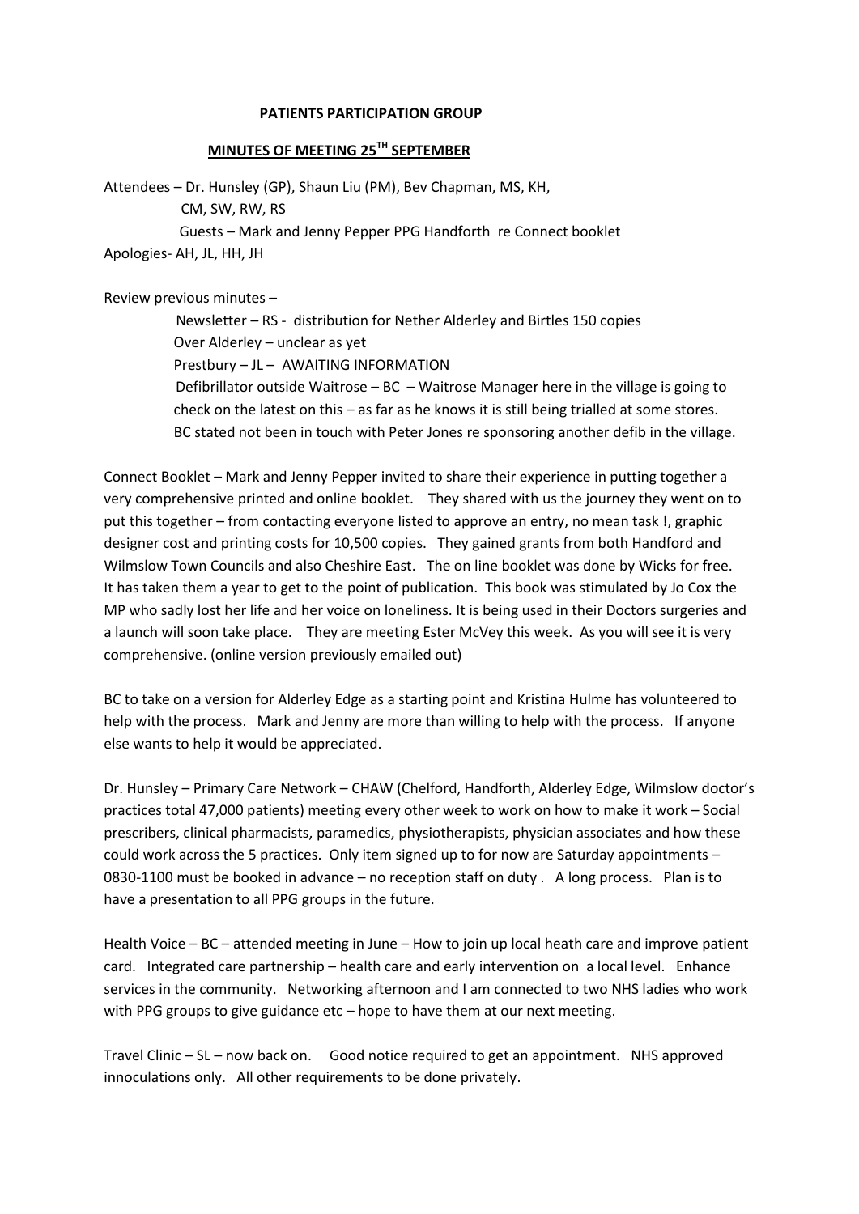# PATIENTS PARTICIPATION GROUP

## MINUTES OF MEETING 25TH SEPTEMBER

Attendees – Dr. Hunsley (GP), Shaun Liu (PM), Bev Chapman, MS, KH,
CM, SW, RW, RS
Guests – Mark and Jenny Pepper PPG Handforth re Connect booklet
Apologies- AH, JL, HH, JH

Review previous minutes –

Newsletter – RS - distribution for Nether Alderley and Birtles 150 copies
Over Alderley – unclear as yet
Prestbury – JL – AWAITING INFORMATION
Defibrillator outside Waitrose – BC – Waitrose Manager here in the village is going to check on the latest on this – as far as he knows it is still being trialled at some stores. BC stated not been in touch with Peter Jones re sponsoring another defib in the village.

Connect Booklet – Mark and Jenny Pepper invited to share their experience in putting together a very comprehensive printed and online booklet. They shared with us the journey they went on to put this together – from contacting everyone listed to approve an entry, no mean task !, graphic designer cost and printing costs for 10,500 copies. They gained grants from both Handford and Wilmslow Town Councils and also Cheshire East. The on line booklet was done by Wicks for free. It has taken them a year to get to the point of publication. This book was stimulated by Jo Cox the MP who sadly lost her life and her voice on loneliness. It is being used in their Doctors surgeries and a launch will soon take place. They are meeting Ester McVey this week. As you will see it is very comprehensive. (online version previously emailed out)

BC to take on a version for Alderley Edge as a starting point and Kristina Hulme has volunteered to help with the process. Mark and Jenny are more than willing to help with the process. If anyone else wants to help it would be appreciated.

Dr. Hunsley – Primary Care Network – CHAW (Chelford, Handforth, Alderley Edge, Wilmslow doctor's practices total 47,000 patients) meeting every other week to work on how to make it work – Social prescribers, clinical pharmacists, paramedics, physiotherapists, physician associates and how these could work across the 5 practices. Only item signed up to for now are Saturday appointments – 0830-1100 must be booked in advance – no reception staff on duty . A long process. Plan is to have a presentation to all PPG groups in the future.

Health Voice – BC – attended meeting in June – How to join up local heath care and improve patient card. Integrated care partnership – health care and early intervention on a local level. Enhance services in the community. Networking afternoon and I am connected to two NHS ladies who work with PPG groups to give guidance etc – hope to have them at our next meeting.

Travel Clinic – SL – now back on. Good notice required to get an appointment. NHS approved innoculations only. All other requirements to be done privately.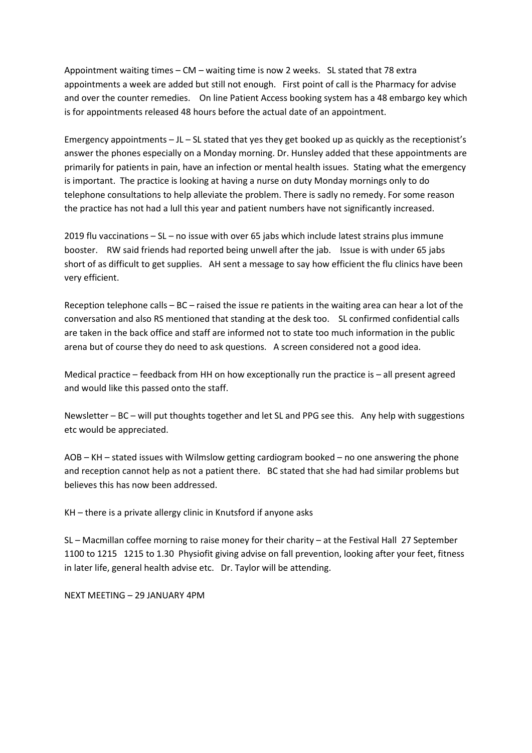Appointment waiting times – CM – waiting time is now 2 weeks. SL stated that 78 extra appointments a week are added but still not enough. First point of call is the Pharmacy for advise and over the counter remedies. On line Patient Access booking system has a 48 embargo key which is for appointments released 48 hours before the actual date of an appointment.

Emergency appointments – JL – SL stated that yes they get booked up as quickly as the receptionist's answer the phones especially on a Monday morning. Dr. Hunsley added that these appointments are primarily for patients in pain, have an infection or mental health issues. Stating what the emergency is important. The practice is looking at having a nurse on duty Monday mornings only to do telephone consultations to help alleviate the problem. There is sadly no remedy. For some reason the practice has not had a lull this year and patient numbers have not significantly increased.

2019 flu vaccinations – SL – no issue with over 65 jabs which include latest strains plus immune booster. RW said friends had reported being unwell after the jab. Issue is with under 65 jabs short of as difficult to get supplies. AH sent a message to say how efficient the flu clinics have been very efficient.

Reception telephone calls – BC – raised the issue re patients in the waiting area can hear a lot of the conversation and also RS mentioned that standing at the desk too. SL confirmed confidential calls are taken in the back office and staff are informed not to state too much information in the public arena but of course they do need to ask questions. A screen considered not a good idea.

Medical practice – feedback from HH on how exceptionally run the practice is – all present agreed and would like this passed onto the staff.

Newsletter – BC – will put thoughts together and let SL and PPG see this. Any help with suggestions etc would be appreciated.

AOB – KH – stated issues with Wilmslow getting cardiogram booked – no one answering the phone and reception cannot help as not a patient there. BC stated that she had had similar problems but believes this has now been addressed.

KH – there is a private allergy clinic in Knutsford if anyone asks

SL – Macmillan coffee morning to raise money for their charity – at the Festival Hall 27 September 1100 to 1215 1215 to 1.30 Physiofit giving advise on fall prevention, looking after your feet, fitness in later life, general health advise etc. Dr. Taylor will be attending.

NEXT MEETING – 29 JANUARY 4PM